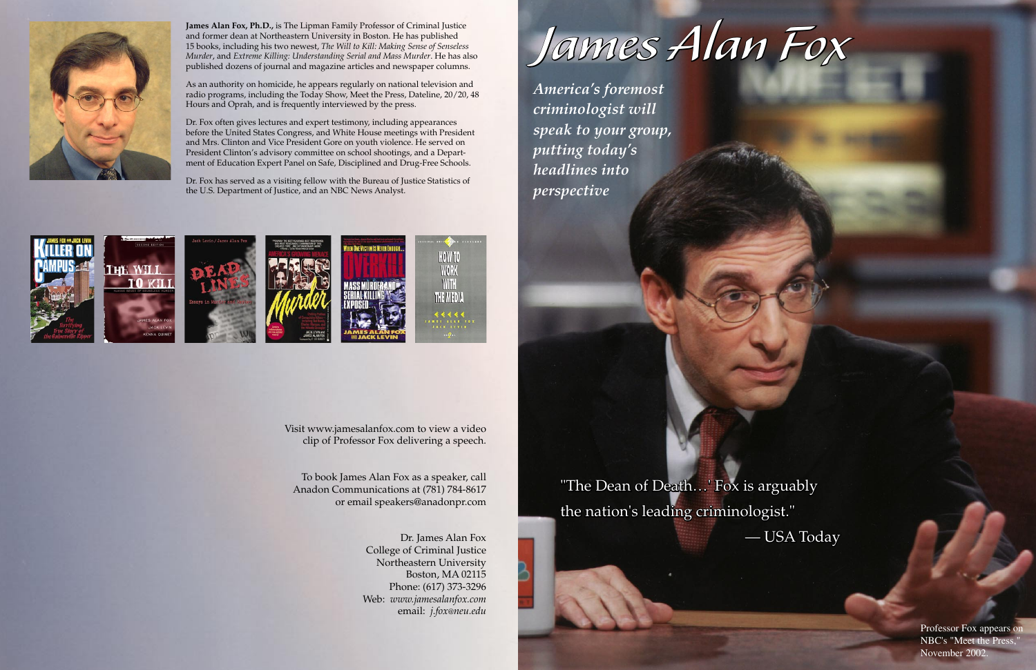**James Alan Fox, Ph.D.,** is The Lipman Family Professor of Criminal Justice and former dean at Northeastern University in Boston. He has published 15 books, including his two newest, *The Will to Kill: Making Sense of Senseless Murder*, and *Extreme Killing: Understanding Serial and Mass Murder*. He has also published dozens of journal and magazine articles and newspaper columns.

As an authority on homicide, he appears regularly on national television and radio programs, including the Today Show, Meet the Press, Dateline, 20/20, 48 Hours and Oprah, and is frequently interviewed by the press.

Dr. Fox often gives lectures and expert testimony, including appearances before the United States Congress, and White House meetings with President and Mrs. Clinton and Vice President Gore on youth violence. He served on President Clinton's advisory committee on school shootings, and a Department of Education Expert Panel on Safe, Disciplined and Drug-Free Schools.

Dr. Fox has served as a visiting fellow with the Bureau of Justice Statistics of the U.S. Department of Justice, and an NBC News Analyst.

Visit www.jamesalanfox.com to view a video clip of Professor Fox delivering a speech.

To book James Alan Fox as a speaker, call Anadon Communications at (781) 784-8617 or email speakers@anadonpr.com

Dr. James Alan Fox
College of Criminal Justice
Northeastern University
Boston, MA 02115
Phone: (617) 373-3296
Web: *www.jamesalanfox.com*
email: *j.fox@neu.edu*

# *James Alan Fox*

***America's foremost criminologist will speak to your group, putting today's headlines into perspective***

"The Dean of Death...' Fox is arguably the nation's leading criminologist."

— USA Today

Professor Fox appears on NBC's "Meet the Press," November 2002.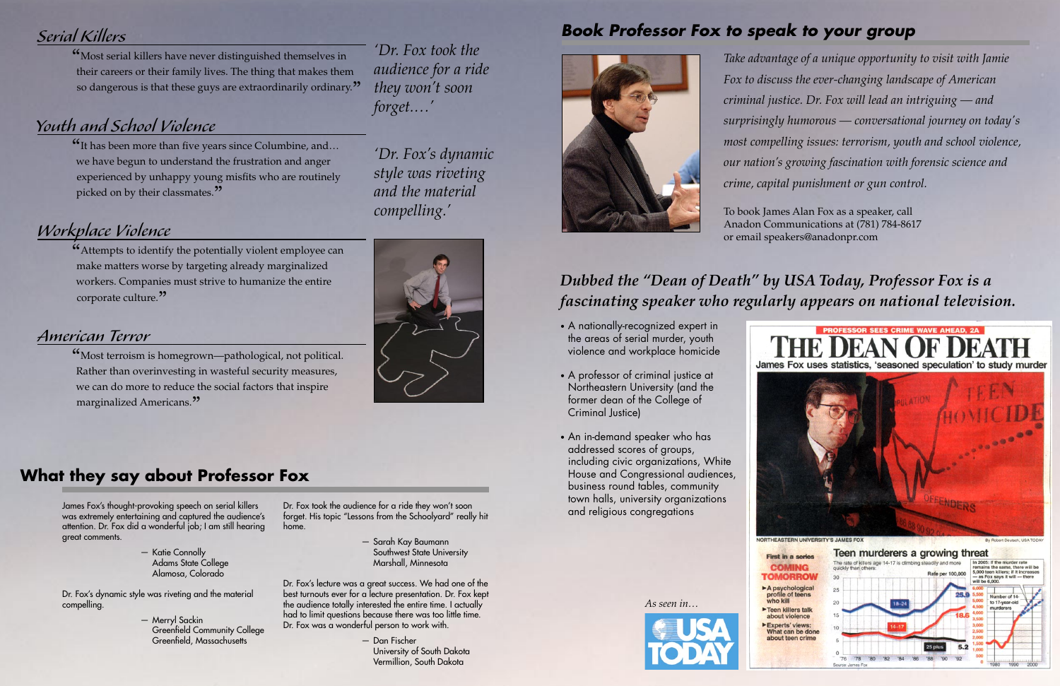## Serial Killers

"Most serial killers have never distinguished themselves in their careers or their family lives. The thing that makes them so dangerous is that these guys are extraordinarily ordinary."

## Youth and School Violence

"It has been more than five years since Columbine, and… we have begun to understand the frustration and anger experienced by unhappy young misfits who are routinely picked on by their classmates."

## Workplace Violence

"Attempts to identify the potentially violent employee can make matters worse by targeting already marginalized workers. Companies must strive to humanize the entire corporate culture."

## American Terror

"Most terroism is homegrown—pathological, not political. Rather than overinvesting in wasteful security measures, we can do more to reduce the social factors that inspire marginalized Americans."

*'Dr. Fox took the audience for a ride they won't soon forget….'*

*'Dr. Fox's dynamic style was riveting and the material compelling.'*

## What they say about Professor Fox

James Fox's thought-provoking speech on serial killers was extremely entertaining and captured the audience's attention. Dr. Fox did a wonderful job; I am still hearing great comments.

— Katie Connolly
Adams State College
Alamosa, Colorado

Dr. Fox's dynamic style was riveting and the material compelling.

— Merryl Sackin
Greenfield Community College
Greenfield, Massachusetts

Dr. Fox took the audience for a ride they won't soon forget. His topic "Lessons from the Schoolyard" really hit home.

— Sarah Kay Baumann
Southwest State University
Marshall, Minnesota

Dr. Fox's lecture was a great success. We had one of the best turnouts ever for a lecture presentation. Dr. Fox kept the audience totally interested the entire time. I actually had to limit questions because there was too little time. Dr. Fox was a wonderful person to work with.

— Dan Fischer
University of South Dakota
Vermillion, South Dakota

## Book Professor Fox to speak to your group

*Take advantage of a unique opportunity to visit with Jamie Fox to discuss the ever-changing landscape of American criminal justice. Dr. Fox will lead an intriguing — and surprisingly humorous — conversational journey on today's most compelling issues: terrorism, youth and school violence, our nation's growing fascination with forensic science and crime, capital punishment or gun control.*

To book James Alan Fox as a speaker, call Anadon Communications at (781) 784-8617 or email speakers@anadonpr.com

### *Dubbed the "Dean of Death" by USA Today, Professor Fox is a fascinating speaker who regularly appears on national television.*

- A nationally-recognized expert in the areas of serial murder, youth violence and workplace homicide
- A professor of criminal justice at Northeastern University (and the former dean of the College of Criminal Justice)
- An in-demand speaker who has addressed scores of groups, including civic organizations, White House and Congressional audiences, business round tables, community town halls, university organizations and religious congregations

PROFESSOR SEES CRIME WAVE AHEAD, 2A

THE DEAN OF DEATH

James Fox uses statistics, 'seasoned speculation' to study murder

NORTHEASTERN UNIVERSITY'S JAMES FOX

By Robert Deutsch, USA TODAY

First in a series
COMING TOMORROW
- A psychological profile of teens who kill
- Teen killers talk about violence
- Experts' views: What can be done about teen crime

Teen murderers a growing threat

The rate of killers age 14-17 is climbing steadily and more quickly than others:

Rate per 100,000

18-24
25.9
14-17
18.6
25 plus
5.2

'76 '78 '80 '82 '84 '86 '88 '90 '92

Source: James Fox

In 2005: If the murder rate remains the same, there will be 5,000 teen killers; if it increases — as Fox says it will — there will be 6,000.

Number of 14- to 17-year-old murderers

1980 1990 2000

As seen in…

USA TODAY